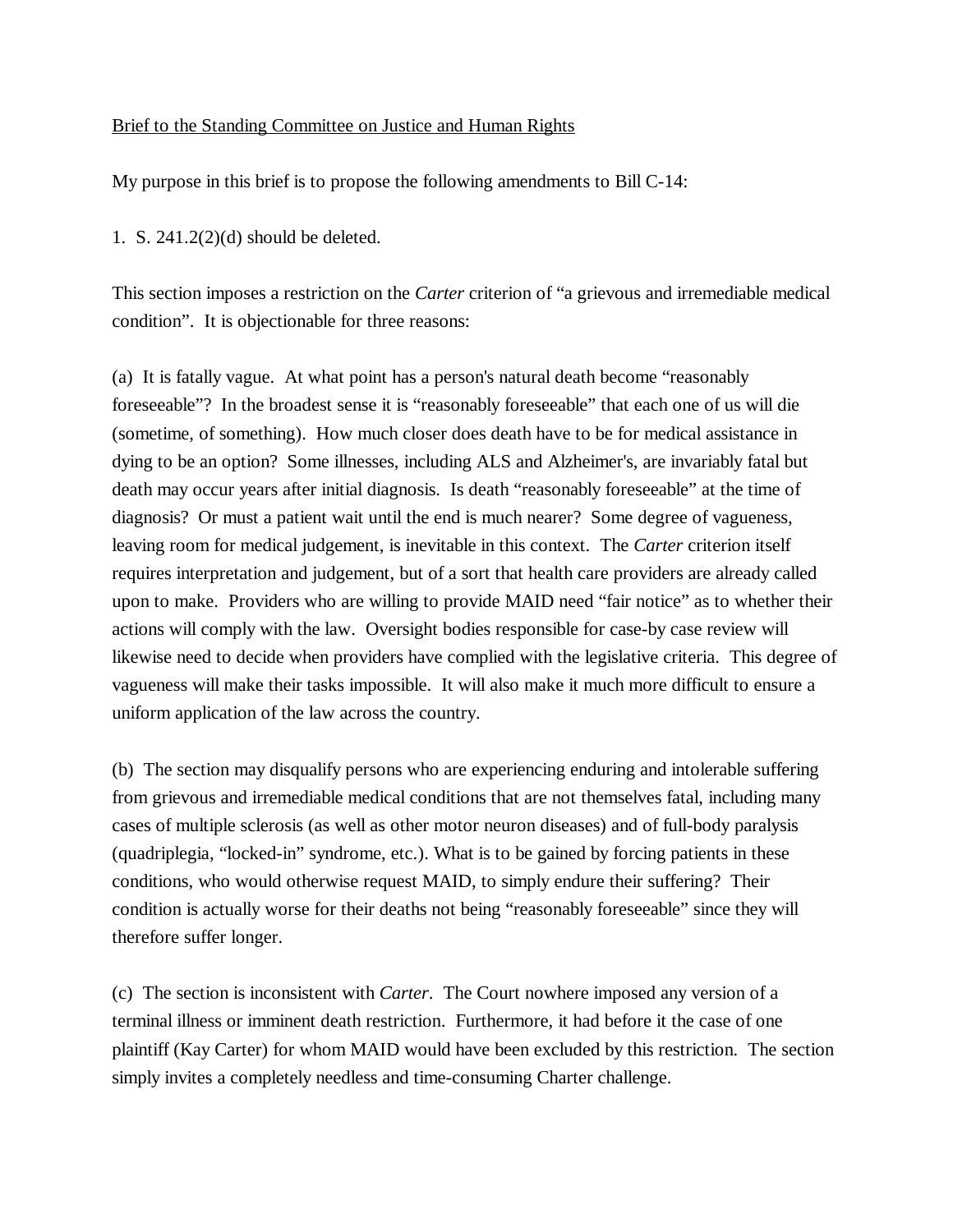<u>Brief to the Standing Committee on Justice and Human Rights</u>

My purpose in this brief is to propose the following amendments to Bill C-14:

1. S. 241.2(2)(d) should be deleted.

This section imposes a restriction on the *Carter* criterion of "a grievous and irremediable medical condition". It is objectionable for three reasons:

(a) It is fatally vague. At what point has a person's natural death become "reasonably foreseeable"? In the broadest sense it is "reasonably foreseeable" that each one of us will die (sometime, of something). How much closer does death have to be for medical assistance in dying to be an option? Some illnesses, including ALS and Alzheimer's, are invariably fatal but death may occur years after initial diagnosis. Is death "reasonably foreseeable" at the time of diagnosis? Or must a patient wait until the end is much nearer? Some degree of vagueness, leaving room for medical judgement, is inevitable in this context. The *Carter* criterion itself requires interpretation and judgement, but of a sort that health care providers are already called upon to make. Providers who are willing to provide MAID need "fair notice" as to whether their actions will comply with the law. Oversight bodies responsible for case-by case review will likewise need to decide when providers have complied with the legislative criteria. This degree of vagueness will make their tasks impossible. It will also make it much more difficult to ensure a uniform application of the law across the country.

(b) The section may disqualify persons who are experiencing enduring and intolerable suffering from grievous and irremediable medical conditions that are not themselves fatal, including many cases of multiple sclerosis (as well as other motor neuron diseases) and of full-body paralysis (quadriplegia, "locked-in" syndrome, etc.). What is to be gained by forcing patients in these conditions, who would otherwise request MAID, to simply endure their suffering? Their condition is actually worse for their deaths not being "reasonably foreseeable" since they will therefore suffer longer.

(c) The section is inconsistent with *Carter*. The Court nowhere imposed any version of a terminal illness or imminent death restriction. Furthermore, it had before it the case of one plaintiff (Kay Carter) for whom MAID would have been excluded by this restriction. The section simply invites a completely needless and time-consuming Charter challenge.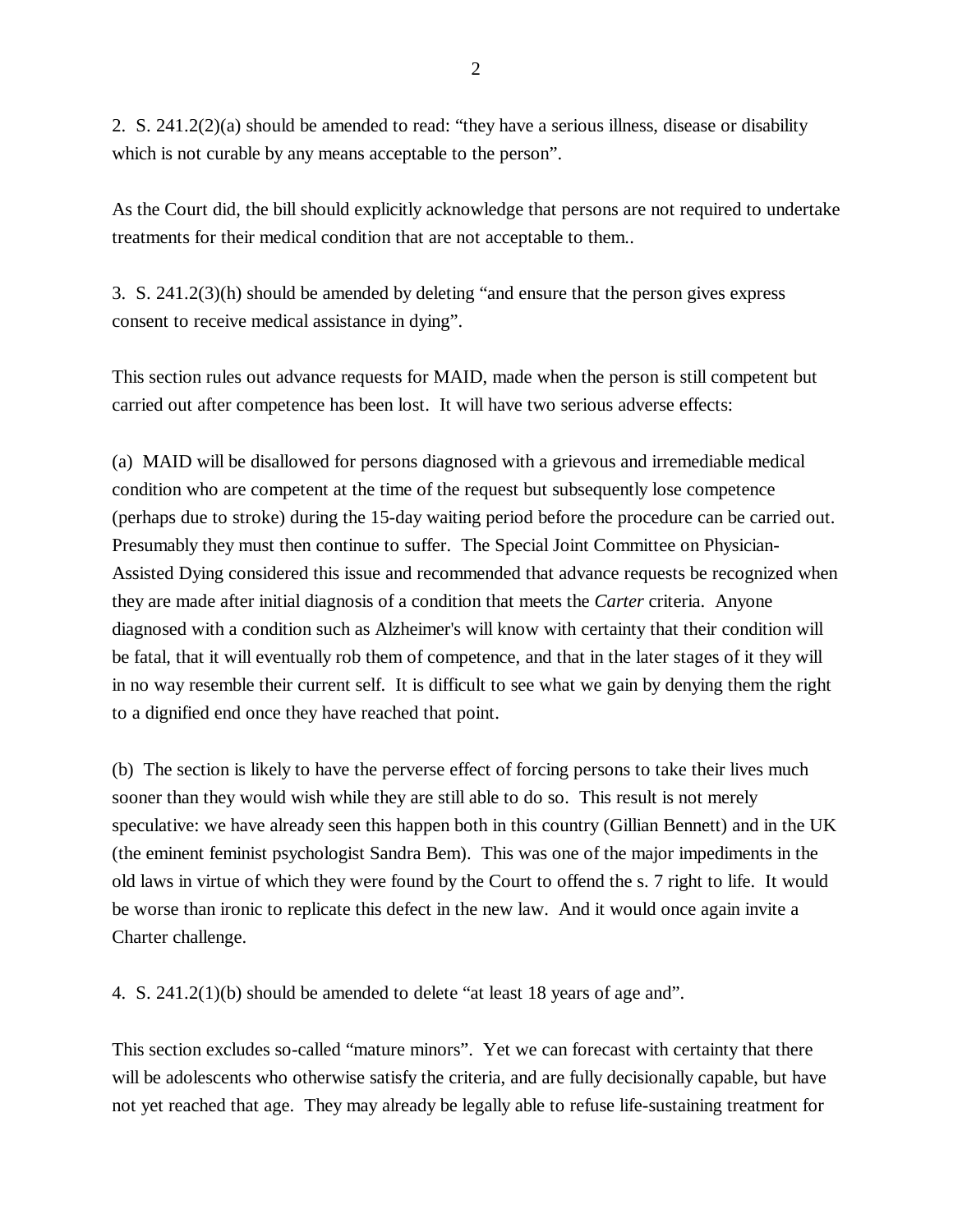2. S. 241.2(2)(a) should be amended to read: "they have a serious illness, disease or disability which is not curable by any means acceptable to the person".

As the Court did, the bill should explicitly acknowledge that persons are not required to undertake treatments for their medical condition that are not acceptable to them..

3. S. 241.2(3)(h) should be amended by deleting "and ensure that the person gives express consent to receive medical assistance in dying".

This section rules out advance requests for MAID, made when the person is still competent but carried out after competence has been lost. It will have two serious adverse effects:

(a) MAID will be disallowed for persons diagnosed with a grievous and irremediable medical condition who are competent at the time of the request but subsequently lose competence (perhaps due to stroke) during the 15-day waiting period before the procedure can be carried out. Presumably they must then continue to suffer. The Special Joint Committee on Physician-Assisted Dying considered this issue and recommended that advance requests be recognized when they are made after initial diagnosis of a condition that meets the *Carter* criteria. Anyone diagnosed with a condition such as Alzheimer's will know with certainty that their condition will be fatal, that it will eventually rob them of competence, and that in the later stages of it they will in no way resemble their current self. It is difficult to see what we gain by denying them the right to a dignified end once they have reached that point.

(b) The section is likely to have the perverse effect of forcing persons to take their lives much sooner than they would wish while they are still able to do so. This result is not merely speculative: we have already seen this happen both in this country (Gillian Bennett) and in the UK (the eminent feminist psychologist Sandra Bem). This was one of the major impediments in the old laws in virtue of which they were found by the Court to offend the s. 7 right to life. It would be worse than ironic to replicate this defect in the new law. And it would once again invite a Charter challenge.

4. S. 241.2(1)(b) should be amended to delete "at least 18 years of age and".

This section excludes so-called "mature minors". Yet we can forecast with certainty that there will be adolescents who otherwise satisfy the criteria, and are fully decisionally capable, but have not yet reached that age. They may already be legally able to refuse life-sustaining treatment for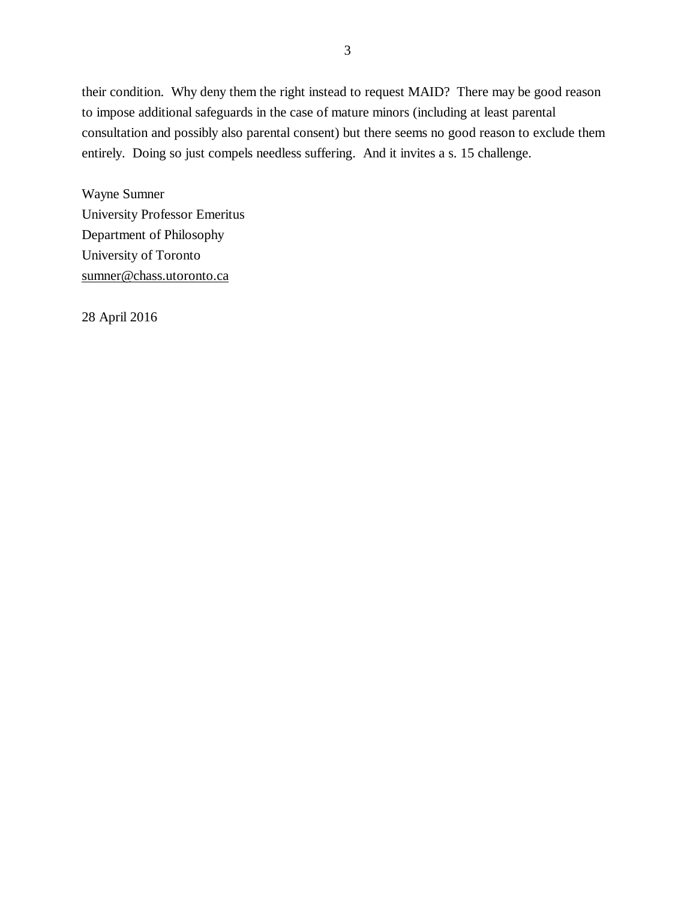their condition. Why deny them the right instead to request MAID? There may be good reason to impose additional safeguards in the case of mature minors (including at least parental consultation and possibly also parental consent) but there seems no good reason to exclude them entirely. Doing so just compels needless suffering. And it invites a s. 15 challenge.

Wayne Sumner
University Professor Emeritus
Department of Philosophy
University of Toronto
sumner@chass.utoronto.ca

28 April 2016